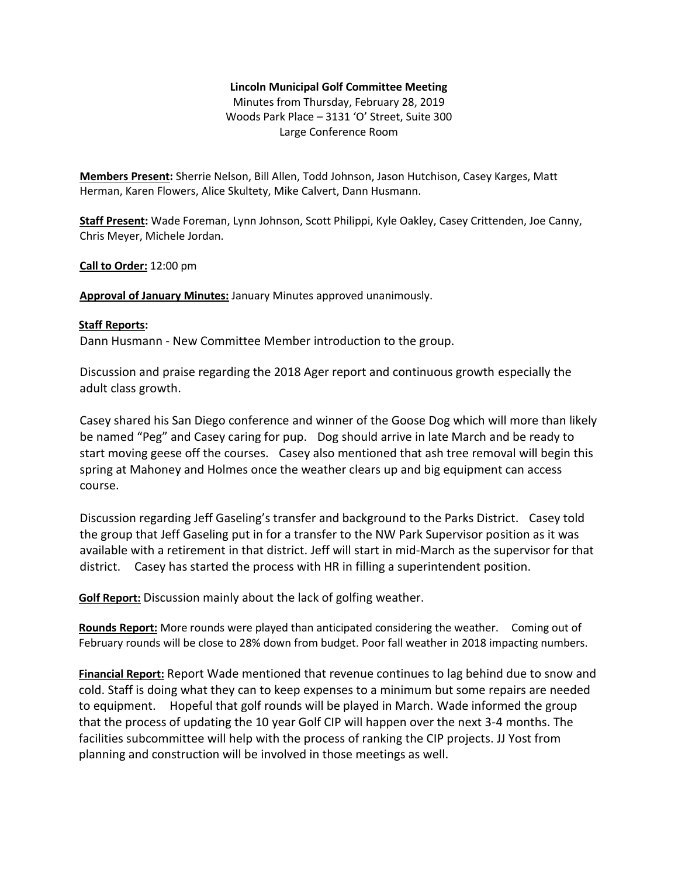**Lincoln Municipal Golf Committee Meeting**

Minutes from Thursday, February 28, 2019
Woods Park Place – 3131 'O' Street, Suite 300
Large Conference Room

**Members Present:** Sherrie Nelson, Bill Allen, Todd Johnson, Jason Hutchison, Casey Karges, Matt Herman, Karen Flowers, Alice Skultety, Mike Calvert, Dann Husmann.

**Staff Present:** Wade Foreman, Lynn Johnson, Scott Philippi, Kyle Oakley, Casey Crittenden, Joe Canny, Chris Meyer, Michele Jordan.

**Call to Order:** 12:00 pm

**Approval of January Minutes:** January Minutes approved unanimously.

**Staff Reports:**

Dann Husmann - New Committee Member introduction to the group.

Discussion and praise regarding the 2018 Ager report and continuous growth especially the adult class growth.

Casey shared his San Diego conference and winner of the Goose Dog which will more than likely be named "Peg" and Casey caring for pup. Dog should arrive in late March and be ready to start moving geese off the courses. Casey also mentioned that ash tree removal will begin this spring at Mahoney and Holmes once the weather clears up and big equipment can access course.

Discussion regarding Jeff Gaseling's transfer and background to the Parks District. Casey told the group that Jeff Gaseling put in for a transfer to the NW Park Supervisor position as it was available with a retirement in that district. Jeff will start in mid-March as the supervisor for that district. Casey has started the process with HR in filling a superintendent position.

**Golf Report:** Discussion mainly about the lack of golfing weather.

**Rounds Report:** More rounds were played than anticipated considering the weather. Coming out of February rounds will be close to 28% down from budget. Poor fall weather in 2018 impacting numbers.

**Financial Report:** Report Wade mentioned that revenue continues to lag behind due to snow and cold. Staff is doing what they can to keep expenses to a minimum but some repairs are needed to equipment. Hopeful that golf rounds will be played in March. Wade informed the group that the process of updating the 10 year Golf CIP will happen over the next 3-4 months. The facilities subcommittee will help with the process of ranking the CIP projects. JJ Yost from planning and construction will be involved in those meetings as well.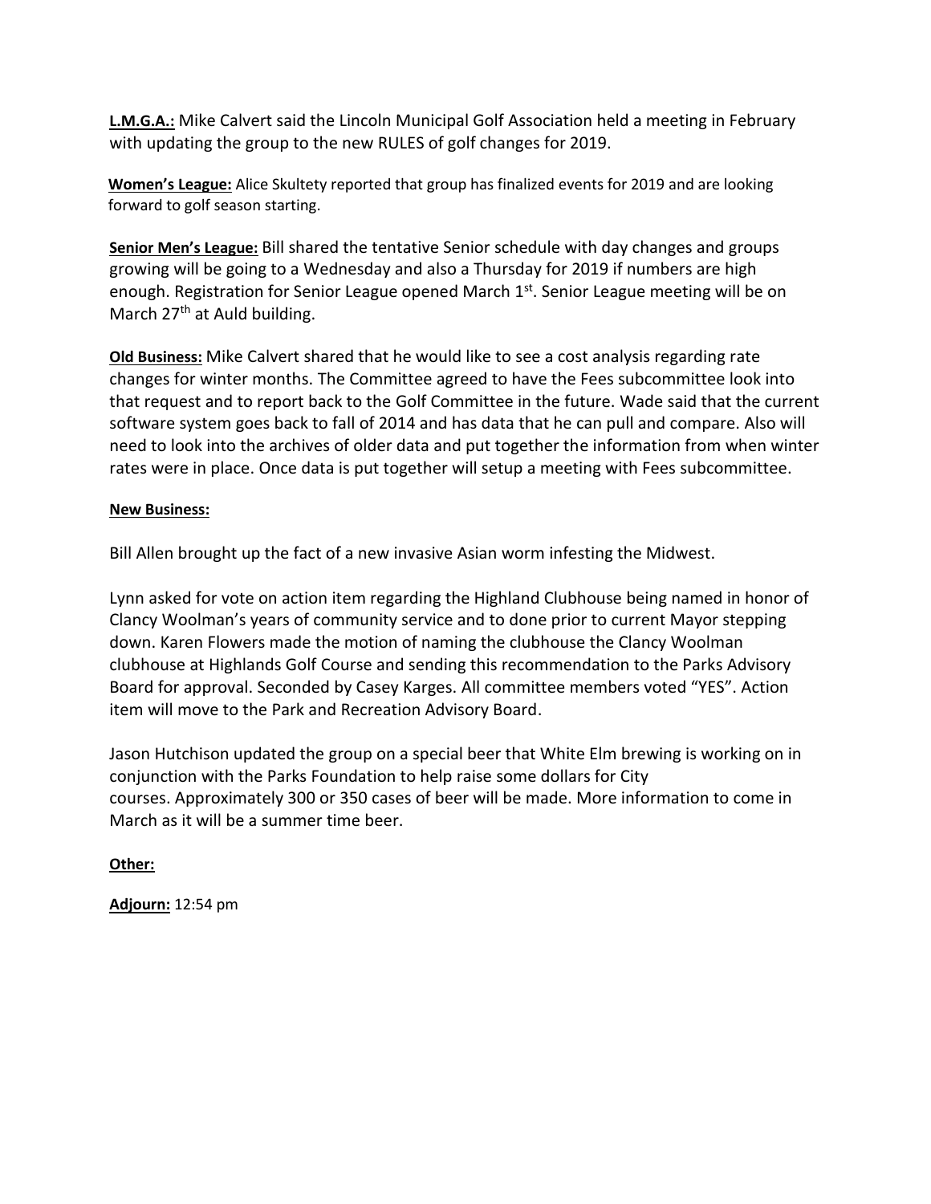**L.M.G.A.:** Mike Calvert said the Lincoln Municipal Golf Association held a meeting in February with updating the group to the new RULES of golf changes for 2019.

**Women's League:** Alice Skultety reported that group has finalized events for 2019 and are looking forward to golf season starting.

**Senior Men's League:** Bill shared the tentative Senior schedule with day changes and groups growing will be going to a Wednesday and also a Thursday for 2019 if numbers are high enough. Registration for Senior League opened March 1st. Senior League meeting will be on March 27th at Auld building.

**Old Business:** Mike Calvert shared that he would like to see a cost analysis regarding rate changes for winter months. The Committee agreed to have the Fees subcommittee look into that request and to report back to the Golf Committee in the future. Wade said that the current software system goes back to fall of 2014 and has data that he can pull and compare. Also will need to look into the archives of older data and put together the information from when winter rates were in place. Once data is put together will setup a meeting with Fees subcommittee.

**New Business:**

Bill Allen brought up the fact of a new invasive Asian worm infesting the Midwest.

Lynn asked for vote on action item regarding the Highland Clubhouse being named in honor of Clancy Woolman's years of community service and to done prior to current Mayor stepping down. Karen Flowers made the motion of naming the clubhouse the Clancy Woolman clubhouse at Highlands Golf Course and sending this recommendation to the Parks Advisory Board for approval. Seconded by Casey Karges. All committee members voted "YES". Action item will move to the Park and Recreation Advisory Board.

Jason Hutchison updated the group on a special beer that White Elm brewing is working on in conjunction with the Parks Foundation to help raise some dollars for City courses. Approximately 300 or 350 cases of beer will be made. More information to come in March as it will be a summer time beer.

**Other:**

**Adjourn:** 12:54 pm